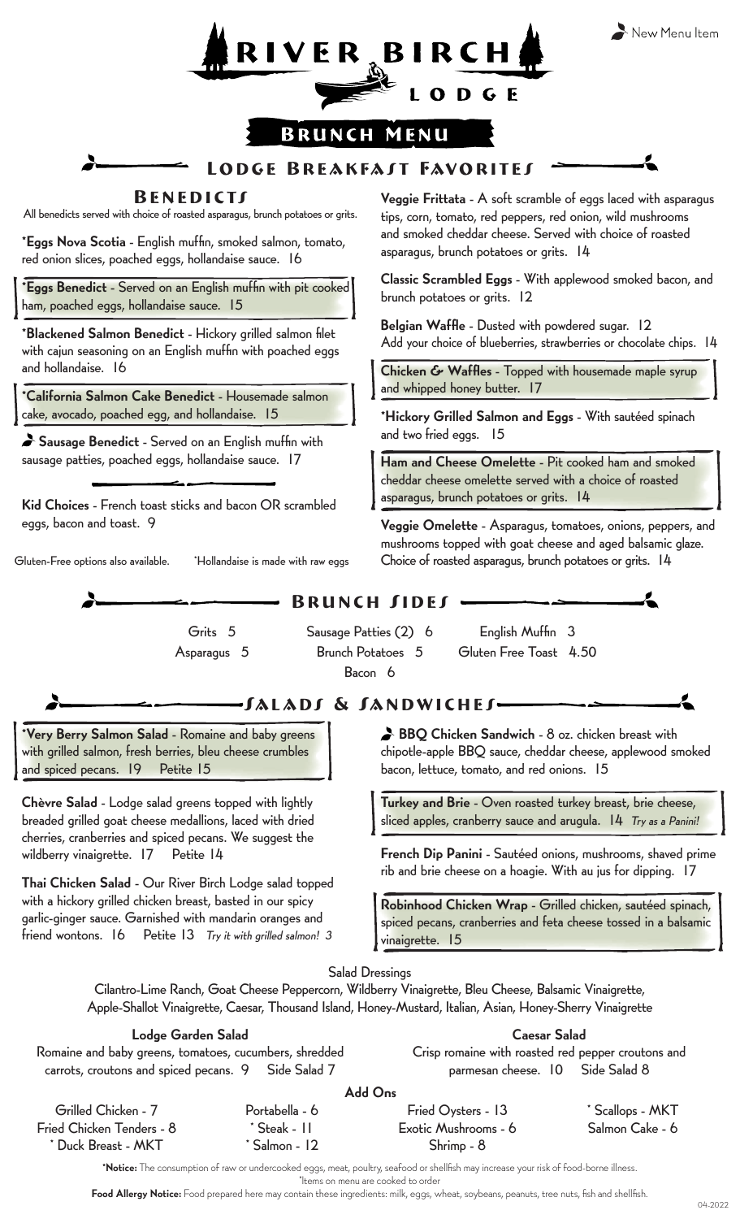# River Birch Lodge

New Menu Item

## Brunch Menu

## Lodge Breakfast Favorites

### Benedicts

All benedicts served with choice of roasted asparagus, brunch potatoes or grits.

***Eggs Nova Scotia** - English muffin, smoked salmon, tomato, red onion slices, poached eggs, hollandaise sauce. 16

***Eggs Benedict** - Served on an English muffin with pit cooked ham, poached eggs, hollandaise sauce. 15

***Blackened Salmon Benedict** - Hickory grilled salmon filet with cajun seasoning on an English muffin with poached eggs and hollandaise. 16

***California Salmon Cake Benedict** - Housemade salmon cake, avocado, poached egg, and hollandaise. 15

**Sausage Benedict** - Served on an English muffin with sausage patties, poached eggs, hollandaise sauce. 17

**Kid Choices** - French toast sticks and bacon OR scrambled eggs, bacon and toast. 9

Gluten-Free options also available. *Hollandaise is made with raw eggs

**Veggie Frittata** - A soft scramble of eggs laced with asparagus tips, corn, tomato, red peppers, red onion, wild mushrooms and smoked cheddar cheese. Served with choice of roasted asparagus, brunch potatoes or grits. 14

**Classic Scrambled Eggs** - With applewood smoked bacon, and brunch potatoes or grits. 12

**Belgian Waffle** - Dusted with powdered sugar. 12
Add your choice of blueberries, strawberries or chocolate chips. 14

**Chicken & Waffles** - Topped with housemade maple syrup and whipped honey butter. 17

***Hickory Grilled Salmon and Eggs** - With sautéed spinach and two fried eggs. 15

**Ham and Cheese Omelette** - Pit cooked ham and smoked cheddar cheese omelette served with a choice of roasted asparagus, brunch potatoes or grits. 14

**Veggie Omelette** - Asparagus, tomatoes, onions, peppers, and mushrooms topped with goat cheese and aged balsamic glaze. Choice of roasted asparagus, brunch potatoes or grits. 14

## Brunch Sides

Grits 5
Asparagus 5
Sausage Patties (2) 6
Brunch Potatoes 5
Bacon 6
English Muffin 3
Gluten Free Toast 4.50

## Salads & Sandwiches

***Very Berry Salmon Salad** - Romaine and baby greens with grilled salmon, fresh berries, bleu cheese crumbles and spiced pecans. 19 Petite 15

**Chèvre Salad** - Lodge salad greens topped with lightly breaded grilled goat cheese medallions, laced with dried cherries, cranberries and spiced pecans. We suggest the wildberry vinaigrette. 17 Petite 14

**Thai Chicken Salad** - Our River Birch Lodge salad topped with a hickory grilled chicken breast, basted in our spicy garlic-ginger sauce. Garnished with mandarin oranges and friend wontons. 16 Petite 13 *Try it with grilled salmon! 3*

**BBQ Chicken Sandwich** - 8 oz. chicken breast with chipotle-apple BBQ sauce, cheddar cheese, applewood smoked bacon, lettuce, tomato, and red onions. 15

**Turkey and Brie** - Oven roasted turkey breast, brie cheese, sliced apples, cranberry sauce and arugula. 14 *Try as a Panini!*

**French Dip Panini** - Sautéed onions, mushrooms, shaved prime rib and brie cheese on a hoagie. With au jus for dipping. 17

**Robinhood Chicken Wrap** - Grilled chicken, sautéed spinach, spiced pecans, cranberries and feta cheese tossed in a balsamic vinaigrette. 15

Salad Dressings

Cilantro-Lime Ranch, Goat Cheese Peppercorn, Wildberry Vinaigrette, Bleu Cheese, Balsamic Vinaigrette, Apple-Shallot Vinaigrette, Caesar, Thousand Island, Honey-Mustard, Italian, Asian, Honey-Sherry Vinaigrette

**Lodge Garden Salad**

Romaine and baby greens, tomatoes, cucumbers, shredded carrots, croutons and spiced pecans. 9 Side Salad 7

**Caesar Salad**

Crisp romaine with roasted red pepper croutons and parmesan cheese. 10 Side Salad 8

**Add Ons**

Grilled Chicken - 7
Fried Chicken Tenders - 8
* Duck Breast - MKT
Portabella - 6
* Steak - 11
* Salmon - 12
Fried Oysters - 13
Exotic Mushrooms - 6
Shrimp - 8
* Scallops - MKT
Salmon Cake - 6

***Notice:** The consumption of raw or undercooked eggs, meat, poultry, seafood or shellfish may increase your risk of food-borne illness.
*Items on menu are cooked to order

**Food Allergy Notice:** Food prepared here may contain these ingredients: milk, eggs, wheat, soybeans, peanuts, tree nuts, fish and shellfish.

04-2022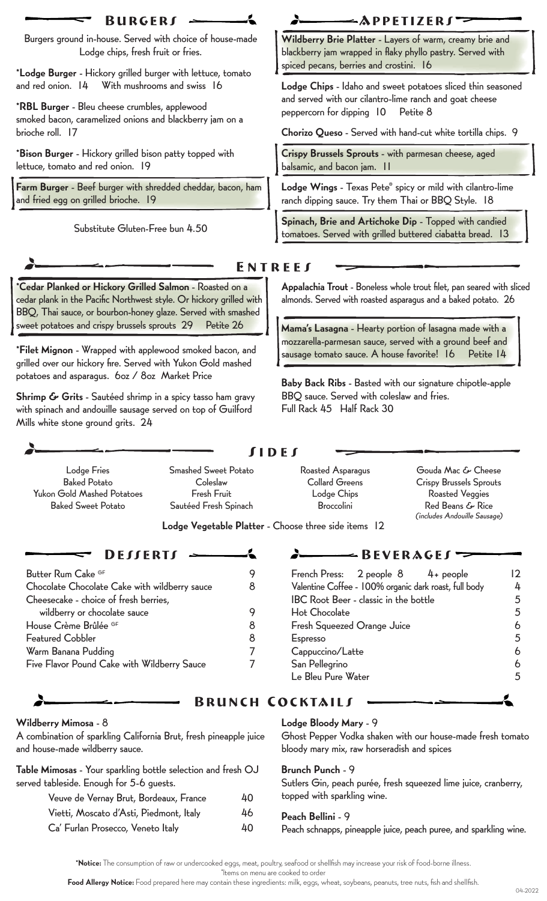## Burgers

Burgers ground in-house. Served with choice of house-made Lodge chips, fresh fruit or fries.

***Lodge Burger** - Hickory grilled burger with lettuce, tomato and red onion. 14 With mushrooms and swiss 16

***RBL Burger** - Bleu cheese crumbles, applewood smoked bacon, caramelized onions and blackberry jam on a brioche roll. 17

***Bison Burger** - Hickory grilled bison patty topped with lettuce, tomato and red onion. 19

**Farm Burger** - Beef burger with shredded cheddar, bacon, ham and fried egg on grilled brioche. 19

Substitute Gluten-Free bun 4.50

## Appetizers

**Wildberry Brie Platter** - Layers of warm, creamy brie and blackberry jam wrapped in flaky phyllo pastry. Served with spiced pecans, berries and crostini. 16

**Lodge Chips** - Idaho and sweet potatoes sliced thin seasoned and served with our cilantro-lime ranch and goat cheese peppercorn for dipping 10 Petite 8

**Chorizo Queso** - Served with hand-cut white tortilla chips. 9

**Crispy Brussels Sprouts** - with parmesan cheese, aged balsamic, and bacon jam. 11

**Lodge Wings** - Texas Pete® spicy or mild with cilantro-lime ranch dipping sauce. Try them Thai or BBQ Style. 18

**Spinach, Brie and Artichoke Dip** - Topped with candied tomatoes. Served with grilled buttered ciabatta bread. 13

## Entrees

***Cedar Planked or Hickory Grilled Salmon** - Roasted on a cedar plank in the Pacific Northwest style. Or hickory grilled with BBQ, Thai sauce, or bourbon-honey glaze. Served with smashed sweet potatoes and crispy brussels sprouts 29 Petite 26

***Filet Mignon** - Wrapped with applewood smoked bacon, and grilled over our hickory fire. Served with Yukon Gold mashed potatoes and asparagus. 6oz / 8oz Market Price

**Shrimp & Grits** - Sautéed shrimp in a spicy tasso ham gravy with spinach and andouille sausage served on top of Guilford Mills white stone ground grits. 24

**Appalachia Trout** - Boneless whole trout filet, pan seared with sliced almonds. Served with roasted asparagus and a baked potato. 26

**Mama's Lasagna** - Hearty portion of lasagna made with a mozzarella-parmesan sauce, served with a ground beef and sausage tomato sauce. A house favorite! 16 Petite 14

**Baby Back Ribs** - Basted with our signature chipotle-apple BBQ sauce. Served with coleslaw and fries.
Full Rack 45 Half Rack 30

## Sides

| | | | |
|---|---|---|---|
| Lodge Fries | Smashed Sweet Potato | Roasted Asparagus | Gouda Mac & Cheese |
| Baked Potato | Coleslaw | Collard Greens | Crispy Brussels Sprouts |
| Yukon Gold Mashed Potatoes | Fresh Fruit | Lodge Chips | Roasted Veggies |
| Baked Sweet Potato | Sautéed Fresh Spinach | Broccolini | Red Beans & Rice *(includes Andouille Sausage)* |

**Lodge Vegetable Platter** - Choose three side items 12

## Desserts

| | |
|---|---|
| Butter Rum Cake GF | 9 |
| Chocolate Chocolate Cake with wildberry sauce | 8 |
| Cheesecake - choice of fresh berries, wildberry or chocolate sauce | 9 |
| House Crème Brûlée GF | 8 |
| Featured Cobbler | 8 |
| Warm Banana Pudding | 7 |
| Five Flavor Pound Cake with Wildberry Sauce | 7 |

## Beverages

| | |
|---|---|
| French Press: 2 people 8 4+ people | 12 |
| Valentine Coffee - 100% organic dark roast, full body | 4 |
| IBC Root Beer - classic in the bottle | 5 |
| Hot Chocolate | 5 |
| Fresh Squeezed Orange Juice | 6 |
| Espresso | 5 |
| Cappuccino/Latte | 6 |
| San Pellegrino | 6 |
| Le Bleu Pure Water | 5 |

## Brunch Cocktails

**Wildberry Mimosa** - 8
A combination of sparkling California Brut, fresh pineapple juice and house-made wildberry sauce.

**Table Mimosas** - Your sparkling bottle selection and fresh OJ served tableside. Enough for 5-6 guests.

| | |
|---|---|
| Veuve de Vernay Brut, Bordeaux, France | 40 |
| Vietti, Moscato d'Asti, Piedmont, Italy | 46 |
| Ca' Furlan Prosecco, Veneto Italy | 40 |

**Lodge Bloody Mary** - 9
Ghost Pepper Vodka shaken with our house-made fresh tomato bloody mary mix, raw horseradish and spices

**Brunch Punch** - 9
Sutlers Gin, peach purée, fresh squeezed lime juice, cranberry, topped with sparkling wine.

**Peach Bellini** - 9
Peach schnapps, pineapple juice, peach puree, and sparkling wine.

***Notice:** The consumption of raw or undercooked eggs, meat, poultry, seafood or shellfish may increase your risk of food-borne illness.
*Items on menu are cooked to order

**Food Allergy Notice:** Food prepared here may contain these ingredients: milk, eggs, wheat, soybeans, peanuts, tree nuts, fish and shellfish.

04-2022